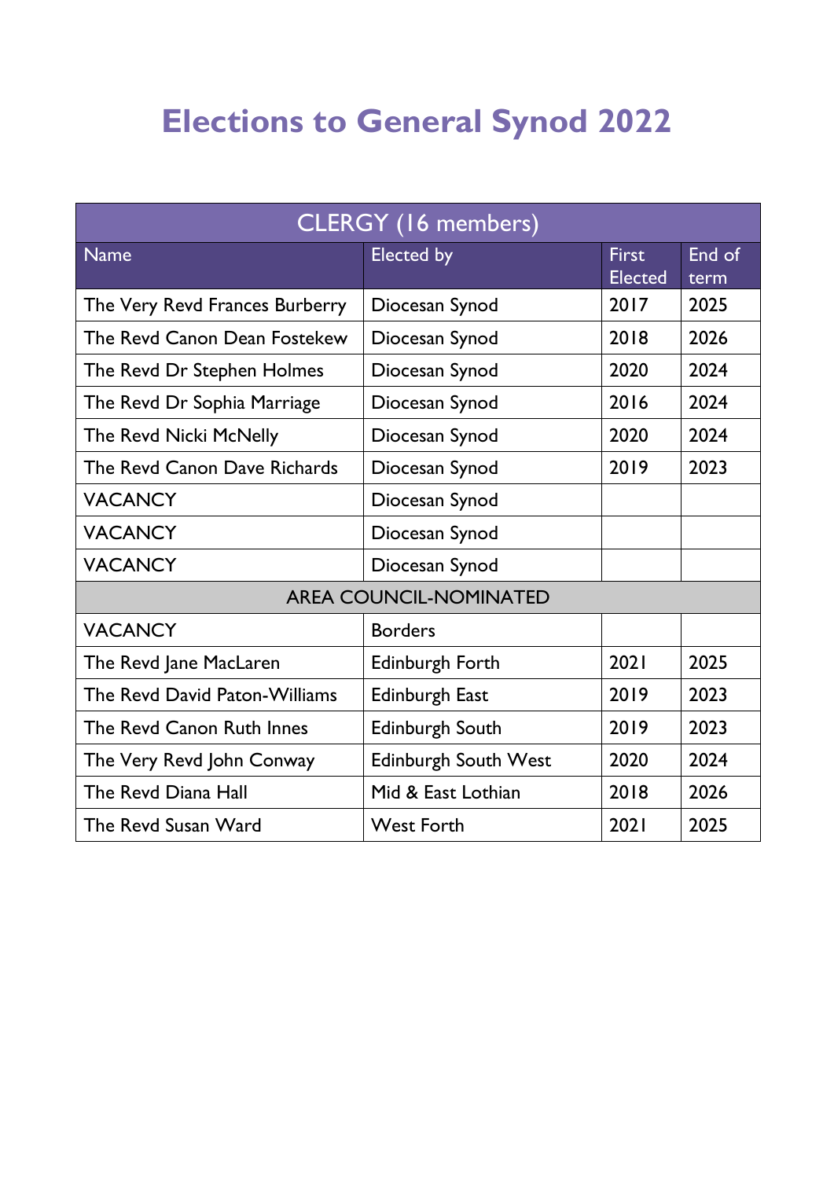# Elections to General Synod 2022

| CLERGY (16 members) | | | |
|---|---|---|---|
| Name | Elected by | First Elected | End of term |
| The Very Revd Frances Burberry | Diocesan Synod | 2017 | 2025 |
| The Revd Canon Dean Fostekew | Diocesan Synod | 2018 | 2026 |
| The Revd Dr Stephen Holmes | Diocesan Synod | 2020 | 2024 |
| The Revd Dr Sophia Marriage | Diocesan Synod | 2016 | 2024 |
| The Revd Nicki McNelly | Diocesan Synod | 2020 | 2024 |
| The Revd Canon Dave Richards | Diocesan Synod | 2019 | 2023 |
| VACANCY | Diocesan Synod | | |
| VACANCY | Diocesan Synod | | |
| VACANCY | Diocesan Synod | | |
| AREA COUNCIL-NOMINATED | | | |
| VACANCY | Borders | | |
| The Revd Jane MacLaren | Edinburgh Forth | 2021 | 2025 |
| The Revd David Paton-Williams | Edinburgh East | 2019 | 2023 |
| The Revd Canon Ruth Innes | Edinburgh South | 2019 | 2023 |
| The Very Revd John Conway | Edinburgh South West | 2020 | 2024 |
| The Revd Diana Hall | Mid & East Lothian | 2018 | 2026 |
| The Revd Susan Ward | West Forth | 2021 | 2025 |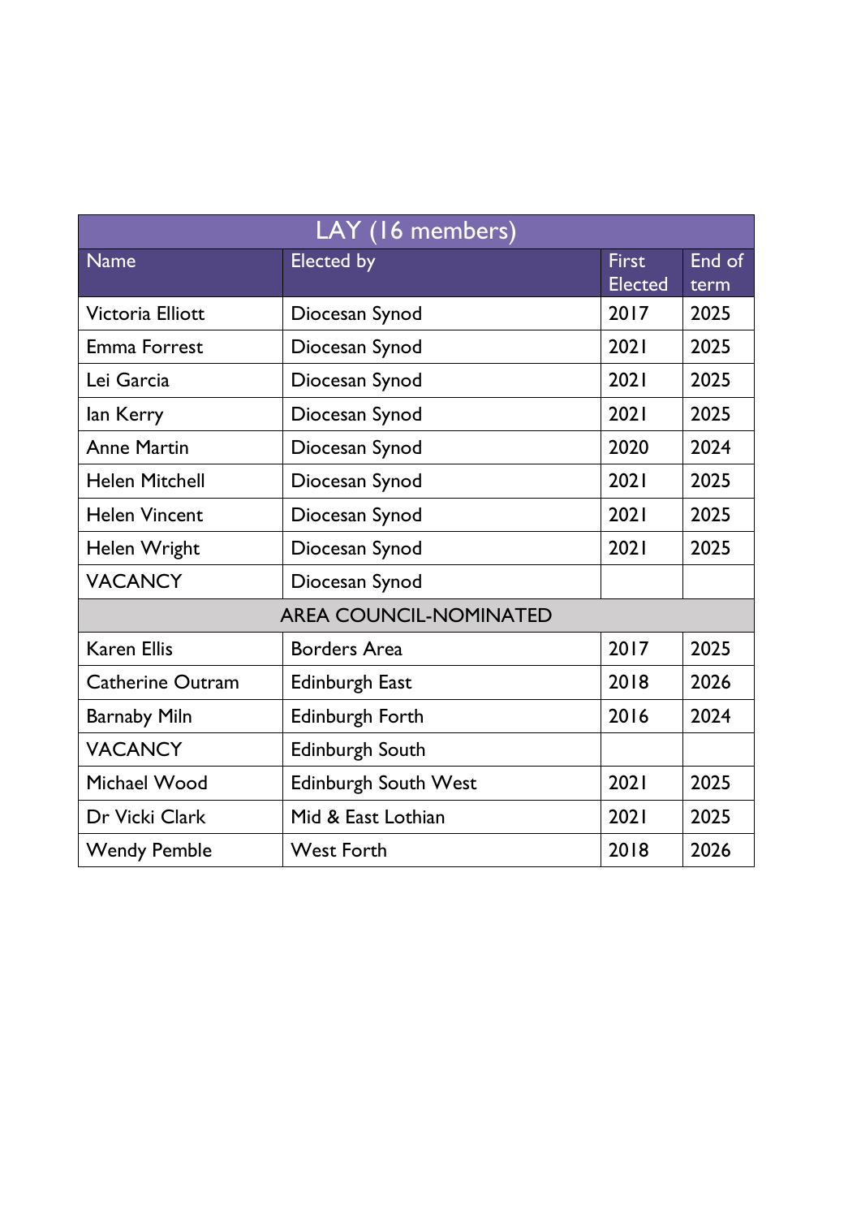| LAY (16 members) | | | |
|---|---|---|---|
| Name | Elected by | First Elected | End of term |
| Victoria Elliott | Diocesan Synod | 2017 | 2025 |
| Emma Forrest | Diocesan Synod | 2021 | 2025 |
| Lei Garcia | Diocesan Synod | 2021 | 2025 |
| Ian Kerry | Diocesan Synod | 2021 | 2025 |
| Anne Martin | Diocesan Synod | 2020 | 2024 |
| Helen Mitchell | Diocesan Synod | 2021 | 2025 |
| Helen Vincent | Diocesan Synod | 2021 | 2025 |
| Helen Wright | Diocesan Synod | 2021 | 2025 |
| VACANCY | Diocesan Synod | | |
| AREA COUNCIL-NOMINATED | | | |
| Karen Ellis | Borders Area | 2017 | 2025 |
| Catherine Outram | Edinburgh East | 2018 | 2026 |
| Barnaby Miln | Edinburgh Forth | 2016 | 2024 |
| VACANCY | Edinburgh South | | |
| Michael Wood | Edinburgh South West | 2021 | 2025 |
| Dr Vicki Clark | Mid & East Lothian | 2021 | 2025 |
| Wendy Pemble | West Forth | 2018 | 2026 |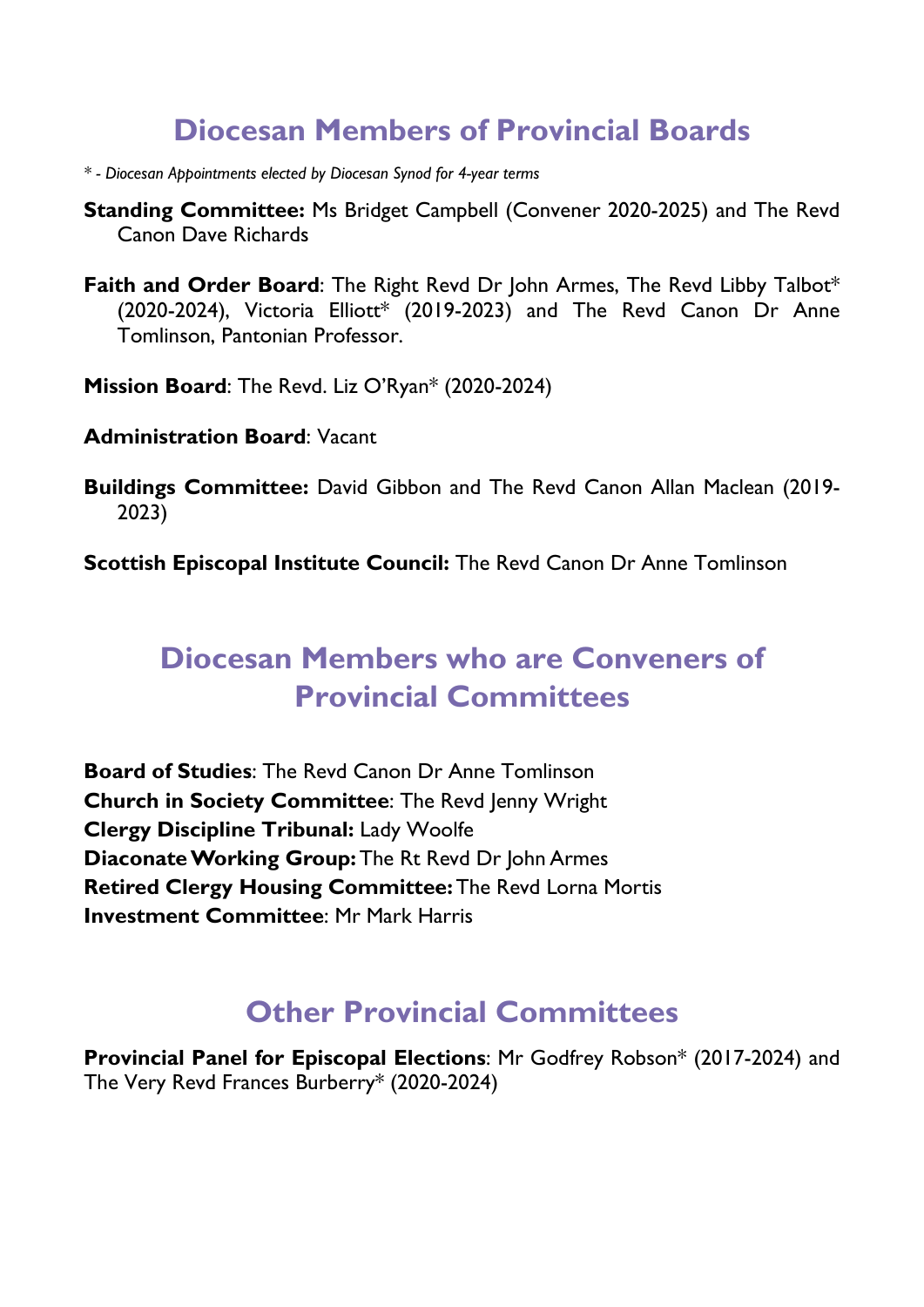## Diocesan Members of Provincial Boards

*\* - Diocesan Appointments elected by Diocesan Synod for 4-year terms*

**Standing Committee:** Ms Bridget Campbell (Convener 2020-2025) and The Revd Canon Dave Richards

**Faith and Order Board**: The Right Revd Dr John Armes, The Revd Libby Talbot* (2020-2024), Victoria Elliott* (2019-2023) and The Revd Canon Dr Anne Tomlinson, Pantonian Professor.

**Mission Board**: The Revd. Liz O'Ryan* (2020-2024)

**Administration Board**: Vacant

**Buildings Committee:** David Gibbon and The Revd Canon Allan Maclean (2019-2023)

**Scottish Episcopal Institute Council:** The Revd Canon Dr Anne Tomlinson

## Diocesan Members who are Conveners of Provincial Committees

**Board of Studies**: The Revd Canon Dr Anne Tomlinson
**Church in Society Committee**: The Revd Jenny Wright
**Clergy Discipline Tribunal:** Lady Woolfe
**Diaconate Working Group:** The Rt Revd Dr John Armes
**Retired Clergy Housing Committee:** The Revd Lorna Mortis
**Investment Committee**: Mr Mark Harris

## Other Provincial Committees

**Provincial Panel for Episcopal Elections**: Mr Godfrey Robson* (2017-2024) and The Very Revd Frances Burberry* (2020-2024)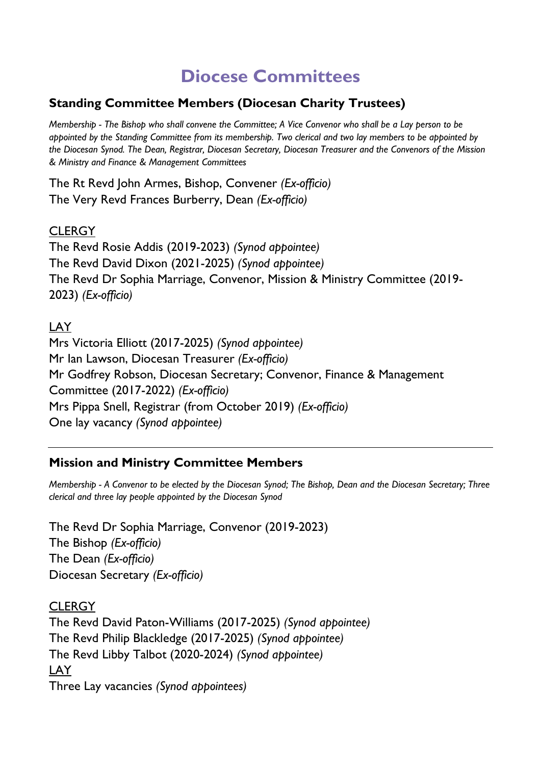# Diocese Committees

## Standing Committee Members (Diocesan Charity Trustees)

*Membership - The Bishop who shall convene the Committee; A Vice Convenor who shall be a Lay person to be appointed by the Standing Committee from its membership. Two clerical and two lay members to be appointed by the Diocesan Synod. The Dean, Registrar, Diocesan Secretary, Diocesan Treasurer and the Convenors of the Mission & Ministry and Finance & Management Committees*

The Rt Revd John Armes, Bishop, Convener *(Ex-officio)*
The Very Revd Frances Burberry, Dean *(Ex-officio)*

CLERGY
The Revd Rosie Addis (2019-2023) *(Synod appointee)*
The Revd David Dixon (2021-2025) *(Synod appointee)*
The Revd Dr Sophia Marriage, Convenor, Mission & Ministry Committee (2019-2023) *(Ex-officio)*

LAY
Mrs Victoria Elliott (2017-2025) *(Synod appointee)*
Mr Ian Lawson, Diocesan Treasurer *(Ex-officio)*
Mr Godfrey Robson, Diocesan Secretary; Convenor, Finance & Management Committee (2017-2022) *(Ex-officio)*
Mrs Pippa Snell, Registrar (from October 2019) *(Ex-officio)*
One lay vacancy *(Synod appointee)*

---

## Mission and Ministry Committee Members

*Membership - A Convenor to be elected by the Diocesan Synod; The Bishop, Dean and the Diocesan Secretary; Three clerical and three lay people appointed by the Diocesan Synod*

The Revd Dr Sophia Marriage, Convenor (2019-2023)
The Bishop *(Ex-officio)*
The Dean *(Ex-officio)*
Diocesan Secretary *(Ex-officio)*

CLERGY
The Revd David Paton-Williams (2017-2025) *(Synod appointee)*
The Revd Philip Blackledge (2017-2025) *(Synod appointee)*
The Revd Libby Talbot (2020-2024) *(Synod appointee)*
LAY
Three Lay vacancies *(Synod appointees)*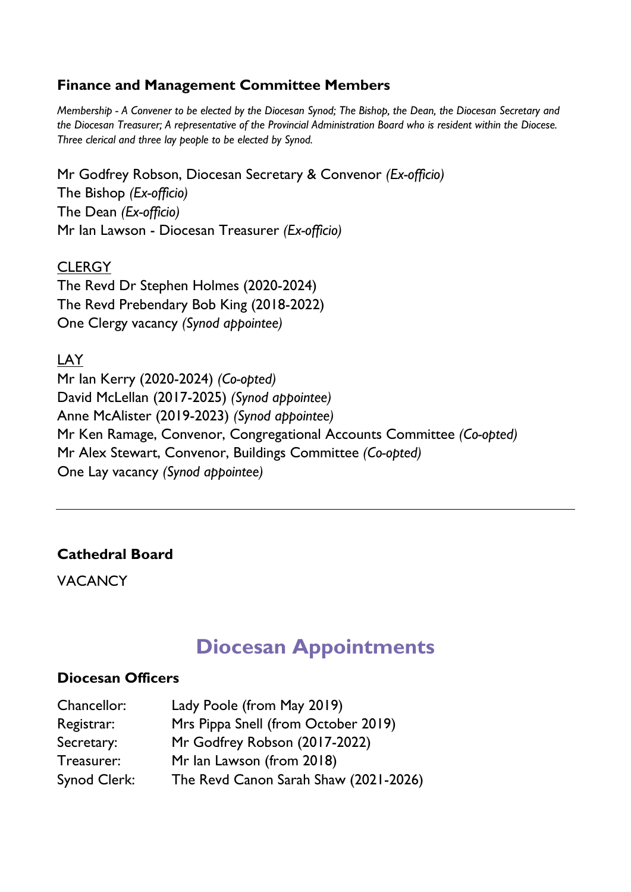### Finance and Management Committee Members

*Membership - A Convener to be elected by the Diocesan Synod; The Bishop, the Dean, the Diocesan Secretary and the Diocesan Treasurer; A representative of the Provincial Administration Board who is resident within the Diocese. Three clerical and three lay people to be elected by Synod.*

Mr Godfrey Robson, Diocesan Secretary & Convenor *(Ex-officio)*
The Bishop *(Ex-officio)*
The Dean *(Ex-officio)*
Mr Ian Lawson - Diocesan Treasurer *(Ex-officio)*

<u>CLERGY</u>
The Revd Dr Stephen Holmes (2020-2024)
The Revd Prebendary Bob King (2018-2022)
One Clergy vacancy *(Synod appointee)*

<u>LAY</u>
Mr Ian Kerry (2020-2024) *(Co-opted)*
David McLellan (2017-2025) *(Synod appointee)*
Anne McAlister (2019-2023) *(Synod appointee)*
Mr Ken Ramage, Convenor, Congregational Accounts Committee *(Co-opted)*
Mr Alex Stewart, Convenor, Buildings Committee *(Co-opted)*
One Lay vacancy *(Synod appointee)*

---

### Cathedral Board

VACANCY

## Diocesan Appointments

### Diocesan Officers

| | |
|---|---|
| Chancellor: | Lady Poole (from May 2019) |
| Registrar: | Mrs Pippa Snell (from October 2019) |
| Secretary: | Mr Godfrey Robson (2017-2022) |
| Treasurer: | Mr Ian Lawson (from 2018) |
| Synod Clerk: | The Revd Canon Sarah Shaw (2021-2026) |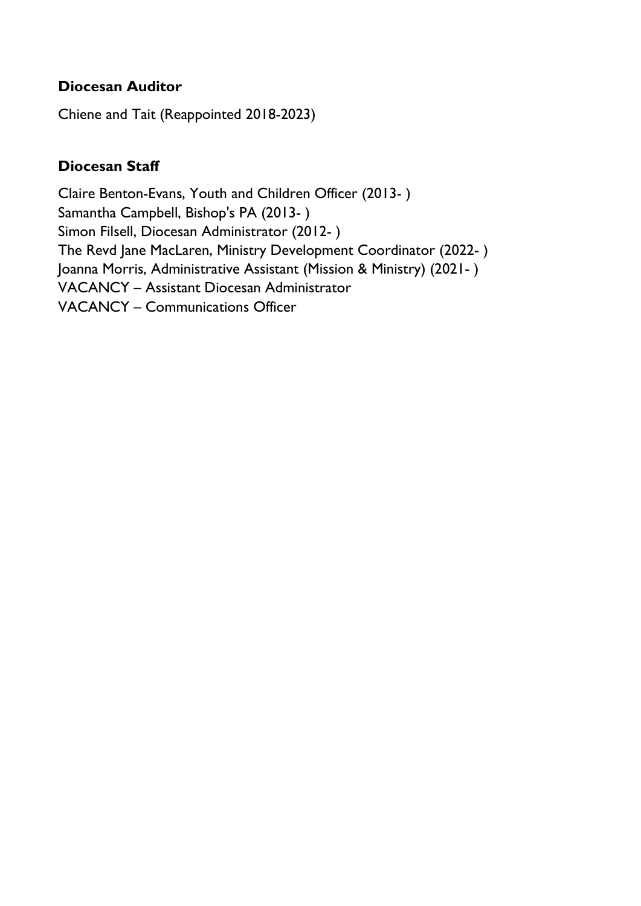**Diocesan Auditor**

Chiene and Tait (Reappointed 2018-2023)

**Diocesan Staff**

Claire Benton-Evans, Youth and Children Officer (2013- )
Samantha Campbell, Bishop's PA (2013- )
Simon Filsell, Diocesan Administrator (2012- )
The Revd Jane MacLaren, Ministry Development Coordinator (2022- )
Joanna Morris, Administrative Assistant (Mission & Ministry) (2021- )
VACANCY – Assistant Diocesan Administrator
VACANCY – Communications Officer